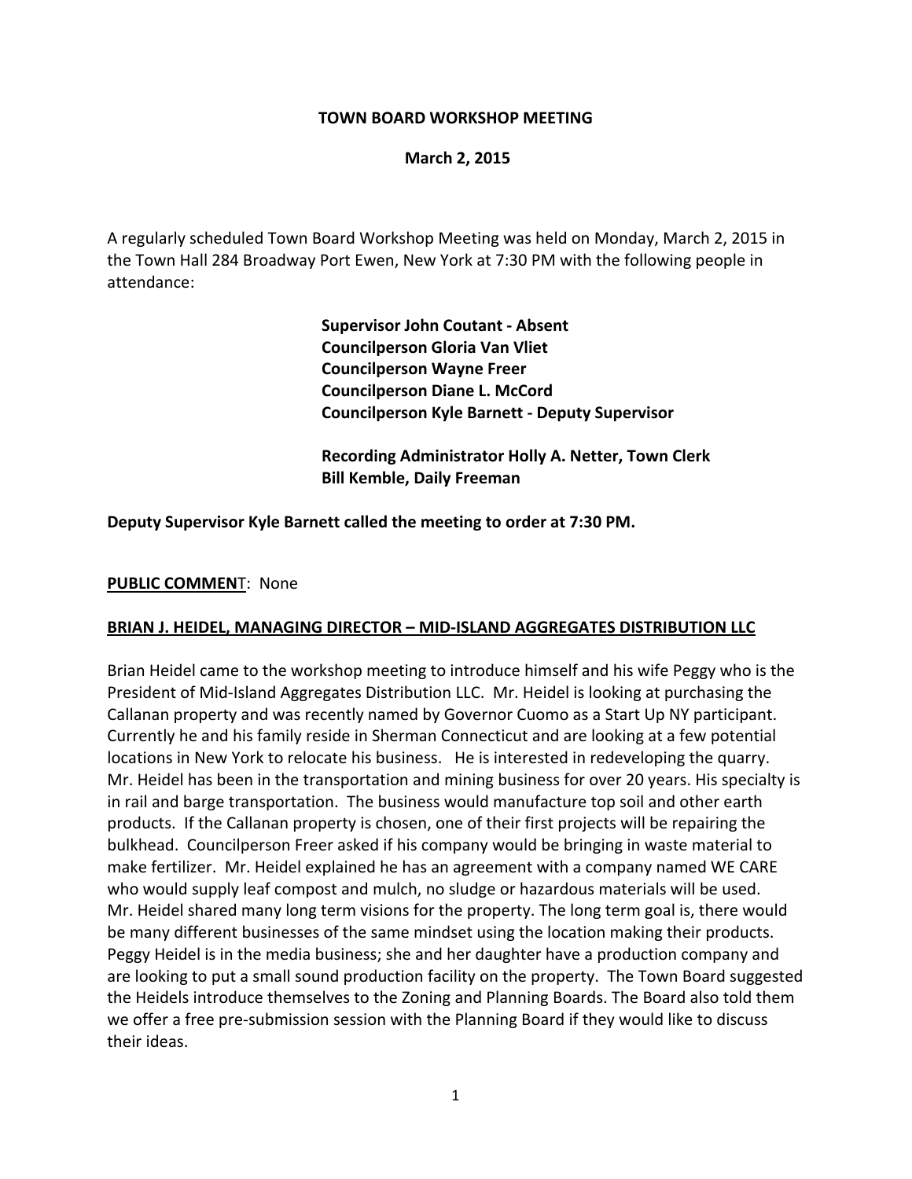# TOWN BOARD WORKSHOP MEETING

**March 2, 2015**

A regularly scheduled Town Board Workshop Meeting was held on Monday, March 2, 2015 in the Town Hall 284 Broadway Port Ewen, New York at 7:30 PM with the following people in attendance:

**Supervisor John Coutant - Absent**
**Councilperson Gloria Van Vliet**
**Councilperson Wayne Freer**
**Councilperson Diane L. McCord**
**Councilperson Kyle Barnett - Deputy Supervisor**

**Recording Administrator Holly A. Netter, Town Clerk**
**Bill Kemble, Daily Freeman**

**Deputy Supervisor Kyle Barnett called the meeting to order at 7:30 PM.**

**PUBLIC COMMENT**: None

**BRIAN J. HEIDEL, MANAGING DIRECTOR – MID-ISLAND AGGREGATES DISTRIBUTION LLC**

Brian Heidel came to the workshop meeting to introduce himself and his wife Peggy who is the President of Mid-Island Aggregates Distribution LLC. Mr. Heidel is looking at purchasing the Callanan property and was recently named by Governor Cuomo as a Start Up NY participant. Currently he and his family reside in Sherman Connecticut and are looking at a few potential locations in New York to relocate his business. He is interested in redeveloping the quarry. Mr. Heidel has been in the transportation and mining business for over 20 years. His specialty is in rail and barge transportation. The business would manufacture top soil and other earth products. If the Callanan property is chosen, one of their first projects will be repairing the bulkhead. Councilperson Freer asked if his company would be bringing in waste material to make fertilizer. Mr. Heidel explained he has an agreement with a company named WE CARE who would supply leaf compost and mulch, no sludge or hazardous materials will be used. Mr. Heidel shared many long term visions for the property. The long term goal is, there would be many different businesses of the same mindset using the location making their products. Peggy Heidel is in the media business; she and her daughter have a production company and are looking to put a small sound production facility on the property. The Town Board suggested the Heidels introduce themselves to the Zoning and Planning Boards. The Board also told them we offer a free pre-submission session with the Planning Board if they would like to discuss their ideas.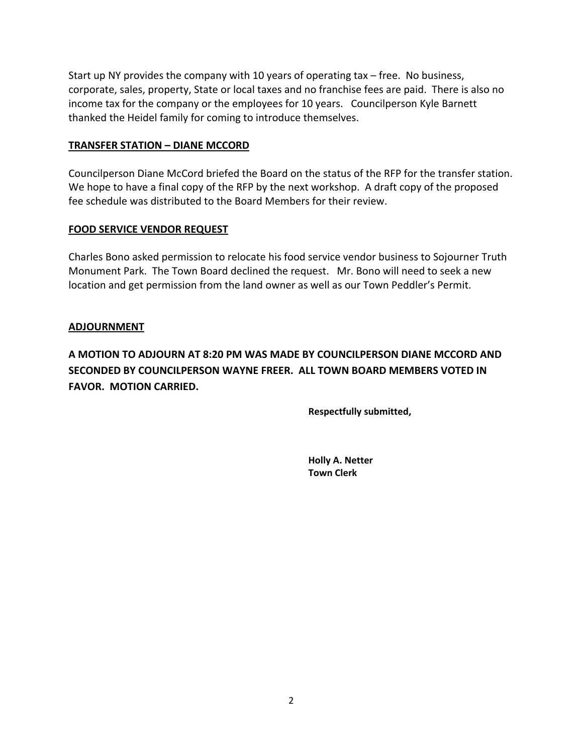Start up NY provides the company with 10 years of operating tax – free. No business, corporate, sales, property, State or local taxes and no franchise fees are paid. There is also no income tax for the company or the employees for 10 years. Councilperson Kyle Barnett thanked the Heidel family for coming to introduce themselves.

## TRANSFER STATION – DIANE MCCORD

Councilperson Diane McCord briefed the Board on the status of the RFP for the transfer station. We hope to have a final copy of the RFP by the next workshop. A draft copy of the proposed fee schedule was distributed to the Board Members for their review.

## FOOD SERVICE VENDOR REQUEST

Charles Bono asked permission to relocate his food service vendor business to Sojourner Truth Monument Park. The Town Board declined the request. Mr. Bono will need to seek a new location and get permission from the land owner as well as our Town Peddler's Permit.

## ADJOURNMENT

**A MOTION TO ADJOURN AT 8:20 PM WAS MADE BY COUNCILPERSON DIANE MCCORD AND SECONDED BY COUNCILPERSON WAYNE FREER. ALL TOWN BOARD MEMBERS VOTED IN FAVOR. MOTION CARRIED.**

**Respectfully submitted,**

**Holly A. Netter**
**Town Clerk**